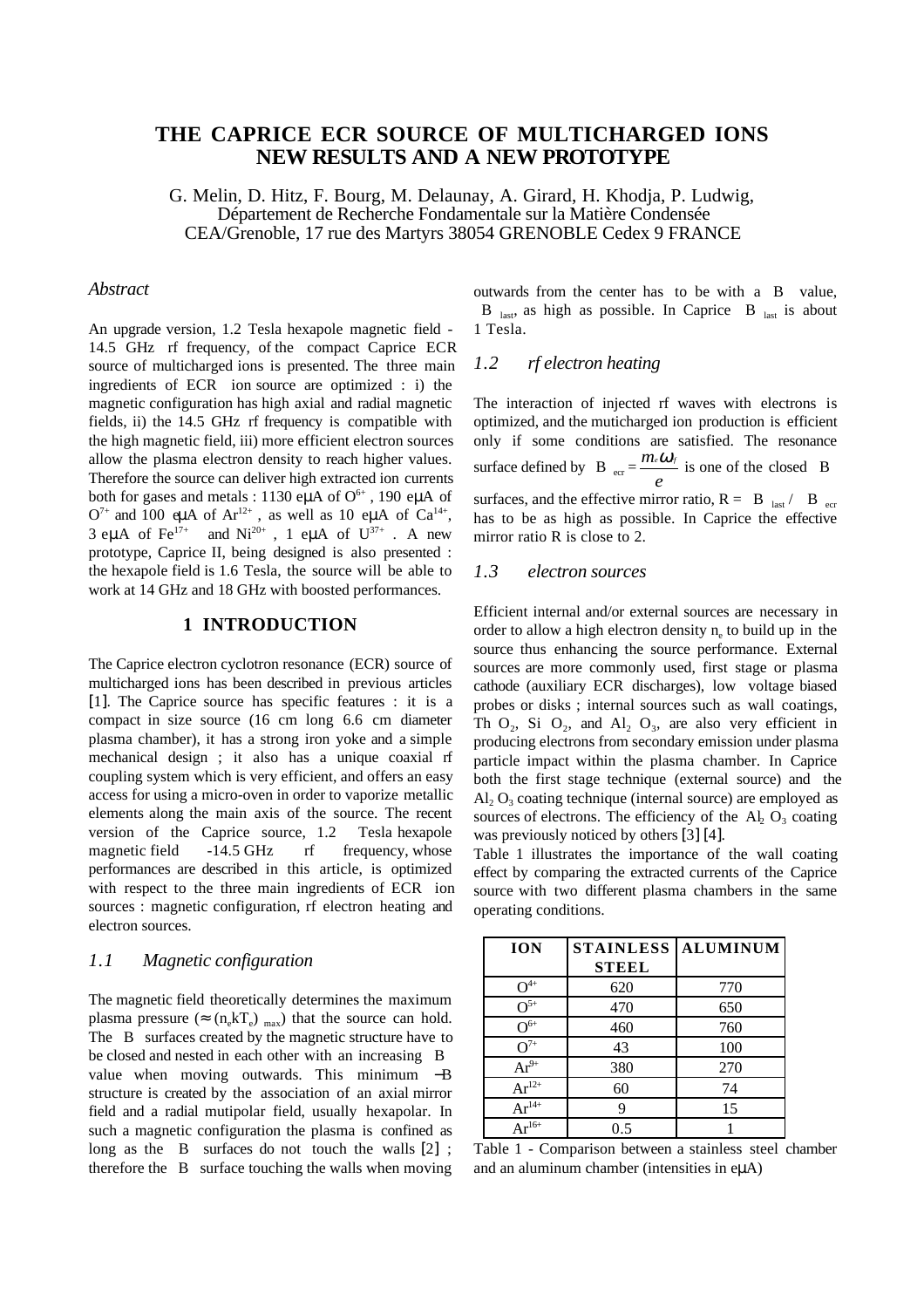# THE CAPRICE ECR SOURCE OF MULTICHARGED IONS NEW RESULTS AND A NEW PROTOTYPE

G. Melin, D. Hitz, F. Bourg, M. Delaunay, A. Girard, H. Khodja, P. Ludwig,
Département de Recherche Fondamentale sur la Matière Condensée
CEA/Grenoble, 17 rue des Martyrs 38054 GRENOBLE Cedex 9 FRANCE

## *Abstract*

An upgrade version, 1.2 Tesla hexapole magnetic field - 14.5 GHz rf frequency, of the compact Caprice ECR source of multicharged ions is presented. The three main ingredients of ECR ion source are optimized : i) the magnetic configuration has high axial and radial magnetic fields, ii) the 14.5 GHz rf frequency is compatible with the high magnetic field, iii) more efficient electron sources allow the plasma electron density to reach higher values. Therefore the source can deliver high extracted ion currents both for gases and metals : 1130 eμA of $O^{6+}$ , 190 eμA of $O^{7+}$ and 100 eμA of $Ar^{12+}$ , as well as 10 eμA of $Ca^{14+}$, 3 eμA of $Fe^{17+}$ and $Ni^{20+}$ , 1 eμA of $U^{37+}$ . A new prototype, Caprice II, being designed is also presented : the hexapole field is 1.6 Tesla, the source will be able to work at 14 GHz and 18 GHz with boosted performances.

## 1 INTRODUCTION

The Caprice electron cyclotron resonance (ECR) source of multicharged ions has been described in previous articles [1]. The Caprice source has specific features : it is a compact in size source (16 cm long 6.6 cm diameter plasma chamber), it has a strong iron yoke and a simple mechanical design ; it also has a unique coaxial rf coupling system which is very efficient, and offers an easy access for using a micro-oven in order to vaporize metallic elements along the main axis of the source. The recent version of the Caprice source, 1.2 Tesla hexapole magnetic field -14.5 GHz rf frequency, whose performances are described in this article, is optimized with respect to the three main ingredients of ECR ion sources : magnetic configuration, rf electron heating and electron sources.

### *1.1 Magnetic configuration*

The magnetic field theoretically determines the maximum plasma pressure ($\approx (n_e kT_e)_{max}$) that the source can hold. The B surfaces created by the magnetic structure have to be closed and nested in each other with an increasing B value when moving outwards. This minimum −B structure is created by the association of an axial mirror field and a radial mutipolar field, usually hexapolar. In such a magnetic configuration the plasma is confined as long as the B surfaces do not touch the walls [2] ; therefore the B surface touching the walls when moving outwards from the center has to be with a B value, $B_{last}$, as high as possible. In Caprice $B_{last}$ is about 1 Tesla.

### *1.2 rf electron heating*

The interaction of injected rf waves with electrons is optimized, and the muticharged ion production is efficient only if some conditions are satisfied. The resonance surface defined by $B_{ecr} = \frac{m_e \omega_{rf}}{e}$ is one of the closed B surfaces, and the effective mirror ratio, $R = B_{last} / B_{ecr}$ has to be as high as possible. In Caprice the effective mirror ratio R is close to 2.

### *1.3 electron sources*

Efficient internal and/or external sources are necessary in order to allow a high electron density $n_e$ to build up in the source thus enhancing the source performance. External sources are more commonly used, first stage or plasma cathode (auxiliary ECR discharges), low voltage biased probes or disks ; internal sources such as wall coatings, $ThO_2$, $SiO_2$, and $Al_2O_3$, are also very efficient in producing electrons from secondary emission under plasma particle impact within the plasma chamber. In Caprice both the first stage technique (external source) and the $Al_2O_3$ coating technique (internal source) are employed as sources of electrons. The efficiency of the $Al_2O_3$ coating was previously noticed by others [3] [4].

Table 1 illustrates the importance of the wall coating effect by comparing the extracted currents of the Caprice source with two different plasma chambers in the same operating conditions.

| ION | STAINLESS STEEL | ALUMINUM |
|---|---|---|
| $O^{4+}$ | 620 | 770 |
| $O^{5+}$ | 470 | 650 |
| $O^{6+}$ | 460 | 760 |
| $O^{7+}$ | 43 | 100 |
| $Ar^{9+}$ | 380 | 270 |
| $Ar^{12+}$ | 60 | 74 |
| $Ar^{14+}$ | 9 | 15 |
| $Ar^{16+}$ | 0.5 | 1 |

Table 1 - Comparison between a stainless steel chamber and an aluminum chamber (intensities in eμA)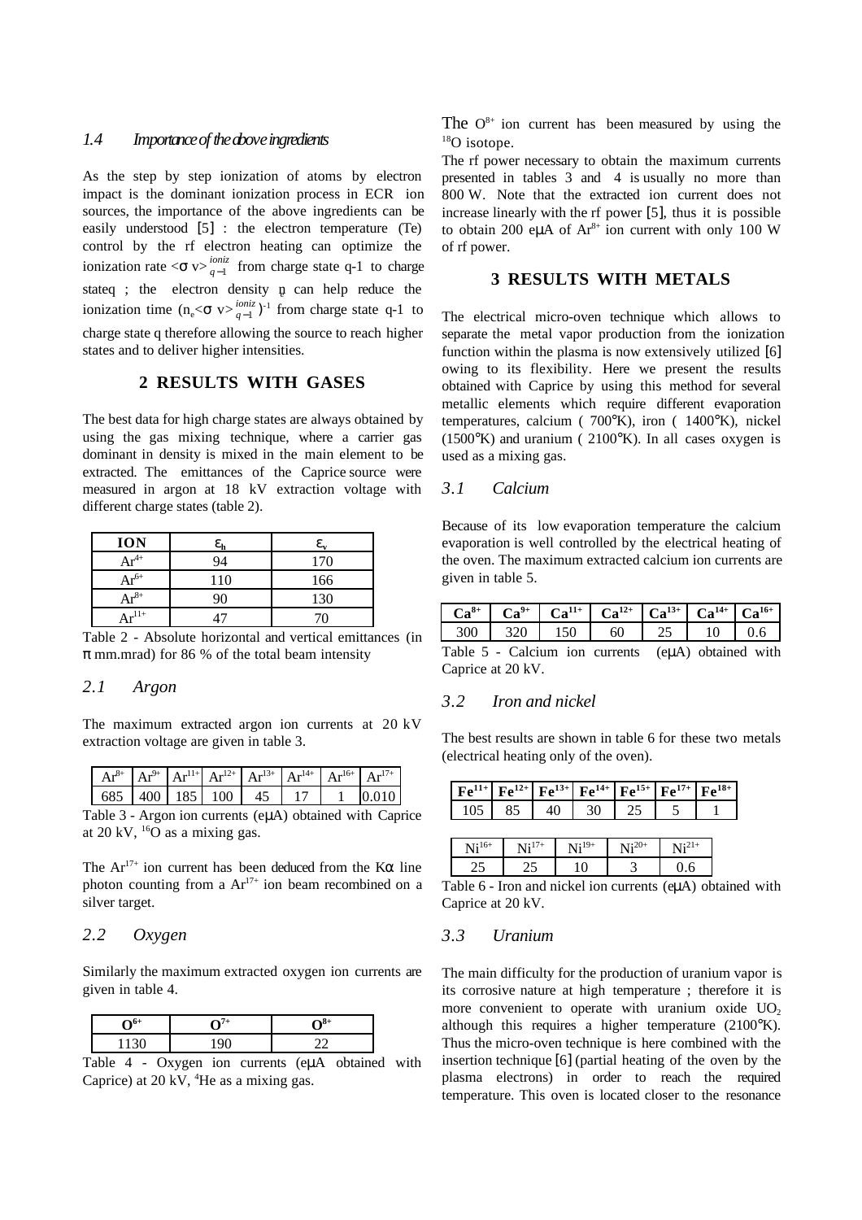### *1.4 Importance of the above ingredients*

As the step by step ionization of atoms by electron impact is the dominant ionization process in ECR ion sources, the importance of the above ingredients can be easily understood [5] : the electron temperature (Te) control by the rf electron heating can optimize the ionization rate $<\sigma v>^{ioniz}_{q-1}$ from charge state q-1 to charge state q ; the electron density $n_e$ can help reduce the ionization time $(n_e<\sigma v>^{ioniz}_{q-1})^{-1}$ from charge state q-1 to charge state q therefore allowing the source to reach higher states and to deliver higher intensities.

## 2 RESULTS WITH GASES

The best data for high charge states are always obtained by using the gas mixing technique, where a carrier gas dominant in density is mixed in the main element to be extracted. The emittances of the Caprice source were measured in argon at 18 kV extraction voltage with different charge states (table 2).

| **ION** | $\varepsilon_h$ | $\varepsilon_v$ |
|---|---|---|
| $Ar^{4+}$ | 94 | 170 |
| $Ar^{6+}$ | 110 | 166 |
| $Ar^{8+}$ | 90 | 130 |
| $Ar^{11+}$ | 47 | 70 |

Table 2 - Absolute horizontal and vertical emittances (in π mm.mrad) for 86 % of the total beam intensity

### *2.1 Argon*

The maximum extracted argon ion currents at 20 kV extraction voltage are given in table 3.

| $Ar^{8+}$ | $Ar^{9+}$ | $Ar^{11+}$ | $Ar^{12+}$ | $Ar^{13+}$ | $Ar^{14+}$ | $Ar^{16+}$ | $Ar^{17+}$ |
|---|---|---|---|---|---|---|---|
| 685 | 400 | 185 | 100 | 45 | 17 | 1 | 0.010 |

Table 3 - Argon ion currents (eμA) obtained with Caprice at 20 kV, $^{16}O$ as a mixing gas.

The $Ar^{17+}$ ion current has been deduced from the Kα line photon counting from a $Ar^{17+}$ ion beam recombined on a silver target.

### *2.2 Oxygen*

Similarly the maximum extracted oxygen ion currents are given in table 4.

| $O^{6+}$ | $O^{7+}$ | $O^{8+}$ |
|---|---|---|
| 1130 | 190 | 22 |

Table 4 - Oxygen ion currents (eμA obtained with Caprice) at 20 kV, $^4He$ as a mixing gas.

The $O^{8+}$ ion current has been measured by using the $^{18}O$ isotope.

The rf power necessary to obtain the maximum currents presented in tables 3 and 4 is usually no more than 800 W. Note that the extracted ion current does not increase linearly with the rf power [5], thus it is possible to obtain 200 eμA of $Ar^{8+}$ ion current with only 100 W of rf power.

## 3 RESULTS WITH METALS

The electrical micro-oven technique which allows to separate the metal vapor production from the ionization function within the plasma is now extensively utilized [6] owing to its flexibility. Here we present the results obtained with Caprice by using this method for several metallic elements which require different evaporation temperatures, calcium ( 700°K), iron ( 1400°K), nickel (1500°K) and uranium ( 2100°K). In all cases oxygen is used as a mixing gas.

### *3.1 Calcium*

Because of its low evaporation temperature the calcium evaporation is well controlled by the electrical heating of the oven. The maximum extracted calcium ion currents are given in table 5.

| $Ca^{8+}$ | $Ca^{9+}$ | $Ca^{11+}$ | $Ca^{12+}$ | $Ca^{13+}$ | $Ca^{14+}$ | $Ca^{16+}$ |
|---|---|---|---|---|---|---|
| 300 | 320 | 150 | 60 | 25 | 10 | 0.6 |

Table 5 - Calcium ion currents (eμA) obtained with Caprice at 20 kV.

### *3.2 Iron and nickel*

The best results are shown in table 6 for these two metals (electrical heating only of the oven).

| $Fe^{11+}$ | $Fe^{12+}$ | $Fe^{13+}$ | $Fe^{14+}$ | $Fe^{15+}$ | $Fe^{17+}$ | $Fe^{18+}$ |
|---|---|---|---|---|---|---|
| 105 | 85 | 40 | 30 | 25 | 5 | 1 |

| $Ni^{16+}$ | $Ni^{17+}$ | $Ni^{19+}$ | $Ni^{20+}$ | $Ni^{21+}$ |
|---|---|---|---|---|
| 25 | 25 | 10 | 3 | 0.6 |

Table 6 - Iron and nickel ion currents (eμA) obtained with Caprice at 20 kV.

### *3.3 Uranium*

The main difficulty for the production of uranium vapor is its corrosive nature at high temperature ; therefore it is more convenient to operate with uranium oxide $UO_2$ although this requires a higher temperature (2100°K). Thus the micro-oven technique is here combined with the insertion technique [6] (partial heating of the oven by the plasma electrons) in order to reach the required temperature. This oven is located closer to the resonance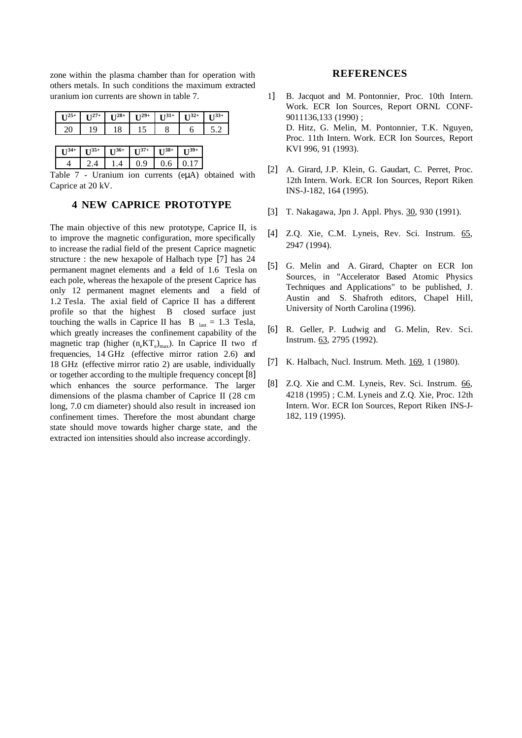zone within the plasma chamber than for operation with others metals. In such conditions the maximum extracted uranium ion currents are shown in table 7.

| $U^{25+}$ | $U^{27+}$ | $U^{28+}$ | $U^{29+}$ | $U^{31+}$ | $U^{32+}$ | $U^{33+}$ |
|---|---|---|---|---|---|---|
| 20 | 19 | 18 | 15 | 8 | 6 | 5.2 |

| $U^{34+}$ | $U^{35+}$ | $U^{36+}$ | $U^{37+}$ | $U^{38+}$ | $U^{39+}$ |
|---|---|---|---|---|---|
| 4 | 2.4 | 1.4 | 0.9 | 0.6 | 0.17 |

Table 7 - Uranium ion currents (eμA) obtained with Caprice at 20 kV.

## 4 NEW CAPRICE PROTOTYPE

The main objective of this new prototype, Caprice II, is to improve the magnetic configuration, more specifically to increase the radial field of the present Caprice magnetic structure : the new hexapole of Halbach type [7] has 24 permanent magnet elements and a field of 1.6 Tesla on each pole, whereas the hexapole of the present Caprice has only 12 permanent magnet elements and a field of 1.2 Tesla. The axial field of Caprice II has a different profile so that the highest B closed surface just touching the walls in Caprice II has $B_{last}$ = 1.3 Tesla, which greatly increases the confinement capability of the magnetic trap (higher $(n_e KT_e)_{max}$). In Caprice II two rf frequencies, 14 GHz (effective mirror ration 2.6) and 18 GHz (effective mirror ratio 2) are usable, individually or together according to the multiple frequency concept [8] which enhances the source performance. The larger dimensions of the plasma chamber of Caprice II (28 cm long, 7.0 cm diameter) should also result in increased ion confinement times. Therefore the most abundant charge state should move towards higher charge state, and the extracted ion intensities should also increase accordingly.

## REFERENCES

1] B. Jacquot and M. Pontonnier, Proc. 10th Intern. Work. ECR Ion Sources, Report ORNL CONF-9011136,133 (1990) ;
D. Hitz, G. Melin, M. Pontonnier, T.K. Nguyen, Proc. 11th Intern. Work. ECR Ion Sources, Report KVI 996, 91 (1993).

[2] A. Girard, J.P. Klein, G. Gaudart, C. Perret, Proc. 12th Intern. Work. ECR Ion Sources, Report Riken INS-J-182, 164 (1995).

[3] T. Nakagawa, Jpn J. Appl. Phys. 30, 930 (1991).

[4] Z.Q. Xie, C.M. Lyneis, Rev. Sci. Instrum. 65, 2947 (1994).

[5] G. Melin and A. Girard, Chapter on ECR Ion Sources, in "Accelerator Based Atomic Physics Techniques and Applications" to be published, J. Austin and S. Shafroth editors, Chapel Hill, University of North Carolina (1996).

[6] R. Geller, P. Ludwig and G. Melin, Rev. Sci. Instrum. 63, 2795 (1992).

[7] K. Halbach, Nucl. Instrum. Meth. 169, 1 (1980).

[8] Z.Q. Xie and C.M. Lyneis, Rev. Sci. Instrum. 66, 4218 (1995) ; C.M. Lyneis and Z.Q. Xie, Proc. 12th Intern. Wor. ECR Ion Sources, Report Riken INS-J-182, 119 (1995).